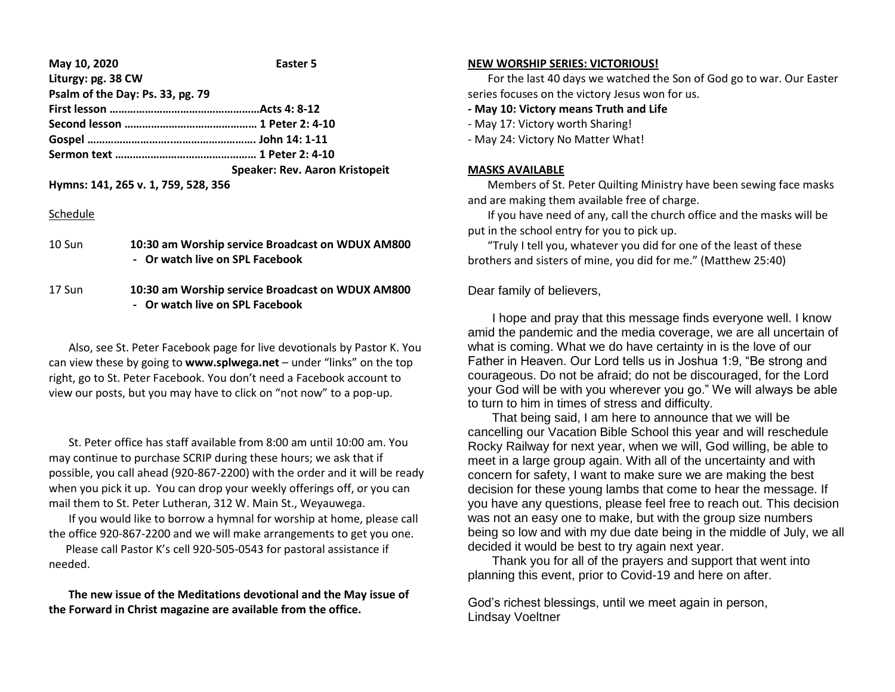**May 10, 2020** **Easter 5**

**Liturgy: pg. 38 CW**

**Psalm of the Day: Ps. 33, pg. 79**

**First lesson ……………………………………………Acts 4: 8-12**

**Second lesson ……………………………………… 1 Peter 2: 4-10**

**Gospel …………………….……………………….. John 14: 1-11**

**Sermon text ………………………………………… 1 Peter 2: 4-10**

**Speaker: Rev. Aaron Kristopeit**

**Hymns: 141, 265 v. 1, 759, 528, 356**

Schedule

| | |
|---|---|
| 10 Sun | **10:30 am Worship service Broadcast on WDUX AM800** <br> **- Or watch live on SPL Facebook** |
| 17 Sun | **10:30 am Worship service Broadcast on WDUX AM800** <br> **- Or watch live on SPL Facebook** |

Also, see St. Peter Facebook page for live devotionals by Pastor K. You can view these by going to **www.splwega.net** – under "links" on the top right, go to St. Peter Facebook. You don't need a Facebook account to view our posts, but you may have to click on "not now" to a pop-up.

St. Peter office has staff available from 8:00 am until 10:00 am. You may continue to purchase SCRIP during these hours; we ask that if possible, you call ahead (920-867-2200) with the order and it will be ready when you pick it up. You can drop your weekly offerings off, or you can mail them to St. Peter Lutheran, 312 W. Main St., Weyauwega.

If you would like to borrow a hymnal for worship at home, please call the office 920-867-2200 and we will make arrangements to get you one.

Please call Pastor K's cell 920-505-0543 for pastoral assistance if needed.

**The new issue of the Meditations devotional and the May issue of the Forward in Christ magazine are available from the office.**

## NEW WORSHIP SERIES: VICTORIOUS!

For the last 40 days we watched the Son of God go to war. Our Easter series focuses on the victory Jesus won for us.

**- May 10: Victory means Truth and Life**

- May 17: Victory worth Sharing!
- May 24: Victory No Matter What!

## MASKS AVAILABLE

Members of St. Peter Quilting Ministry have been sewing face masks and are making them available free of charge.

If you have need of any, call the church office and the masks will be put in the school entry for you to pick up.

"Truly I tell you, whatever you did for one of the least of these brothers and sisters of mine, you did for me." (Matthew 25:40)

Dear family of believers,

I hope and pray that this message finds everyone well. I know amid the pandemic and the media coverage, we are all uncertain of what is coming. What we do have certainty in is the love of our Father in Heaven. Our Lord tells us in Joshua 1:9, "Be strong and courageous. Do not be afraid; do not be discouraged, for the Lord your God will be with you wherever you go." We will always be able to turn to him in times of stress and difficulty.

That being said, I am here to announce that we will be cancelling our Vacation Bible School this year and will reschedule Rocky Railway for next year, when we will, God willing, be able to meet in a large group again. With all of the uncertainty and with concern for safety, I want to make sure we are making the best decision for these young lambs that come to hear the message. If you have any questions, please feel free to reach out. This decision was not an easy one to make, but with the group size numbers being so low and with my due date being in the middle of July, we all decided it would be best to try again next year.

Thank you for all of the prayers and support that went into planning this event, prior to Covid-19 and here on after.

God's richest blessings, until we meet again in person,
Lindsay Voeltner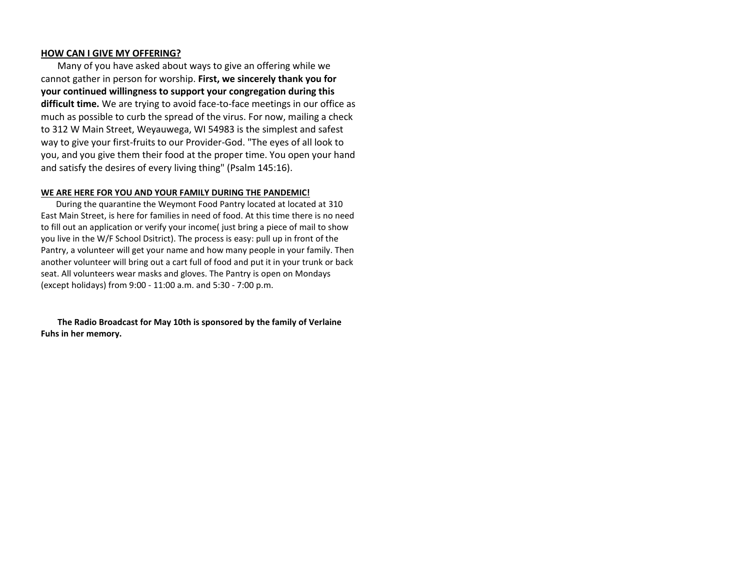**HOW CAN I GIVE MY OFFERING?**

Many of you have asked about ways to give an offering while we cannot gather in person for worship. **First, we sincerely thank you for your continued willingness to support your congregation during this difficult time.** We are trying to avoid face-to-face meetings in our office as much as possible to curb the spread of the virus. For now, mailing a check to 312 W Main Street, Weyauwega, WI 54983 is the simplest and safest way to give your first-fruits to our Provider-God. "The eyes of all look to you, and you give them their food at the proper time. You open your hand and satisfy the desires of every living thing" (Psalm 145:16).

**WE ARE HERE FOR YOU AND YOUR FAMILY DURING THE PANDEMIC!**

During the quarantine the Weymont Food Pantry located at located at 310 East Main Street, is here for families in need of food. At this time there is no need to fill out an application or verify your income( just bring a piece of mail to show you live in the W/F School Dsitrict). The process is easy: pull up in front of the Pantry, a volunteer will get your name and how many people in your family. Then another volunteer will bring out a cart full of food and put it in your trunk or back seat. All volunteers wear masks and gloves. The Pantry is open on Mondays (except holidays) from 9:00 - 11:00 a.m. and 5:30 - 7:00 p.m.

**The Radio Broadcast for May 10th is sponsored by the family of Verlaine Fuhs in her memory.**